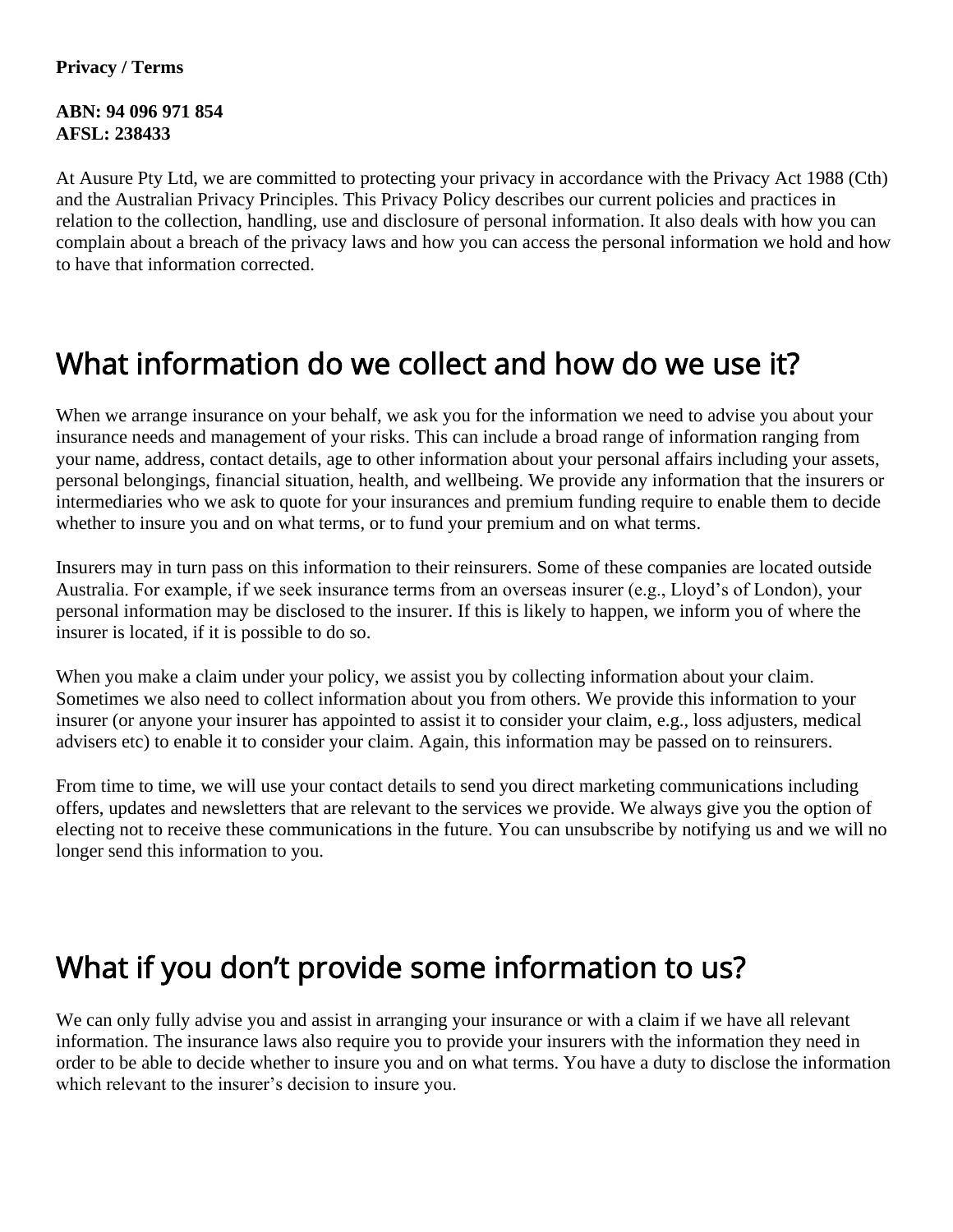**Privacy / Terms**

**ABN: 94 096 971 854**
**AFSL: 238433**

At Ausure Pty Ltd, we are committed to protecting your privacy in accordance with the Privacy Act 1988 (Cth) and the Australian Privacy Principles. This Privacy Policy describes our current policies and practices in relation to the collection, handling, use and disclosure of personal information. It also deals with how you can complain about a breach of the privacy laws and how you can access the personal information we hold and how to have that information corrected.

## What information do we collect and how do we use it?

When we arrange insurance on your behalf, we ask you for the information we need to advise you about your insurance needs and management of your risks. This can include a broad range of information ranging from your name, address, contact details, age to other information about your personal affairs including your assets, personal belongings, financial situation, health, and wellbeing. We provide any information that the insurers or intermediaries who we ask to quote for your insurances and premium funding require to enable them to decide whether to insure you and on what terms, or to fund your premium and on what terms.

Insurers may in turn pass on this information to their reinsurers. Some of these companies are located outside Australia. For example, if we seek insurance terms from an overseas insurer (e.g., Lloyd's of London), your personal information may be disclosed to the insurer. If this is likely to happen, we inform you of where the insurer is located, if it is possible to do so.

When you make a claim under your policy, we assist you by collecting information about your claim. Sometimes we also need to collect information about you from others. We provide this information to your insurer (or anyone your insurer has appointed to assist it to consider your claim, e.g., loss adjusters, medical advisers etc) to enable it to consider your claim. Again, this information may be passed on to reinsurers.

From time to time, we will use your contact details to send you direct marketing communications including offers, updates and newsletters that are relevant to the services we provide. We always give you the option of electing not to receive these communications in the future. You can unsubscribe by notifying us and we will no longer send this information to you.

## What if you don't provide some information to us?

We can only fully advise you and assist in arranging your insurance or with a claim if we have all relevant information. The insurance laws also require you to provide your insurers with the information they need in order to be able to decide whether to insure you and on what terms. You have a duty to disclose the information which relevant to the insurer's decision to insure you.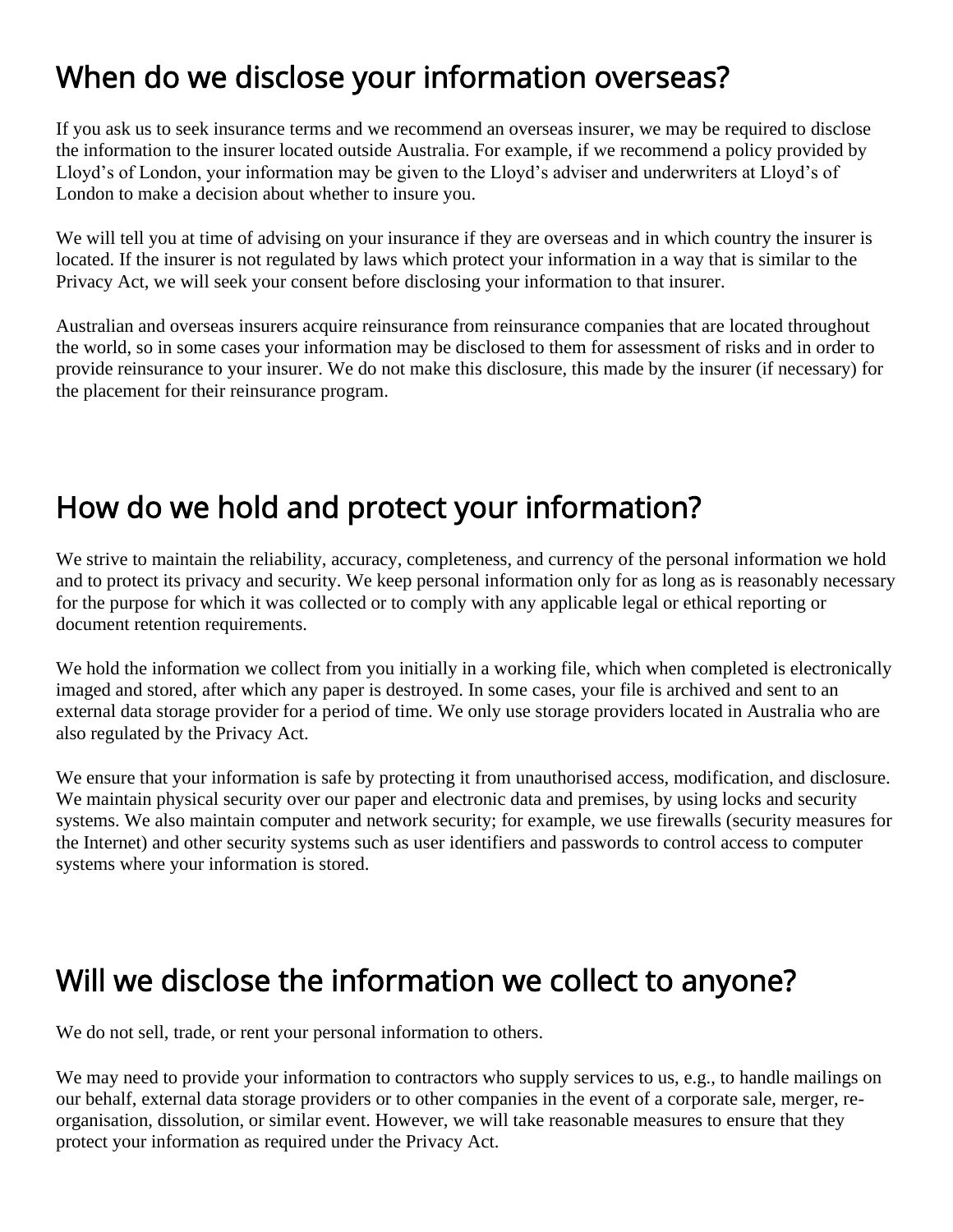## When do we disclose your information overseas?

If you ask us to seek insurance terms and we recommend an overseas insurer, we may be required to disclose the information to the insurer located outside Australia. For example, if we recommend a policy provided by Lloyd's of London, your information may be given to the Lloyd's adviser and underwriters at Lloyd's of London to make a decision about whether to insure you.

We will tell you at time of advising on your insurance if they are overseas and in which country the insurer is located. If the insurer is not regulated by laws which protect your information in a way that is similar to the Privacy Act, we will seek your consent before disclosing your information to that insurer.

Australian and overseas insurers acquire reinsurance from reinsurance companies that are located throughout the world, so in some cases your information may be disclosed to them for assessment of risks and in order to provide reinsurance to your insurer. We do not make this disclosure, this made by the insurer (if necessary) for the placement for their reinsurance program.

## How do we hold and protect your information?

We strive to maintain the reliability, accuracy, completeness, and currency of the personal information we hold and to protect its privacy and security. We keep personal information only for as long as is reasonably necessary for the purpose for which it was collected or to comply with any applicable legal or ethical reporting or document retention requirements.

We hold the information we collect from you initially in a working file, which when completed is electronically imaged and stored, after which any paper is destroyed. In some cases, your file is archived and sent to an external data storage provider for a period of time. We only use storage providers located in Australia who are also regulated by the Privacy Act.

We ensure that your information is safe by protecting it from unauthorised access, modification, and disclosure. We maintain physical security over our paper and electronic data and premises, by using locks and security systems. We also maintain computer and network security; for example, we use firewalls (security measures for the Internet) and other security systems such as user identifiers and passwords to control access to computer systems where your information is stored.

## Will we disclose the information we collect to anyone?

We do not sell, trade, or rent your personal information to others.

We may need to provide your information to contractors who supply services to us, e.g., to handle mailings on our behalf, external data storage providers or to other companies in the event of a corporate sale, merger, re-organisation, dissolution, or similar event. However, we will take reasonable measures to ensure that they protect your information as required under the Privacy Act.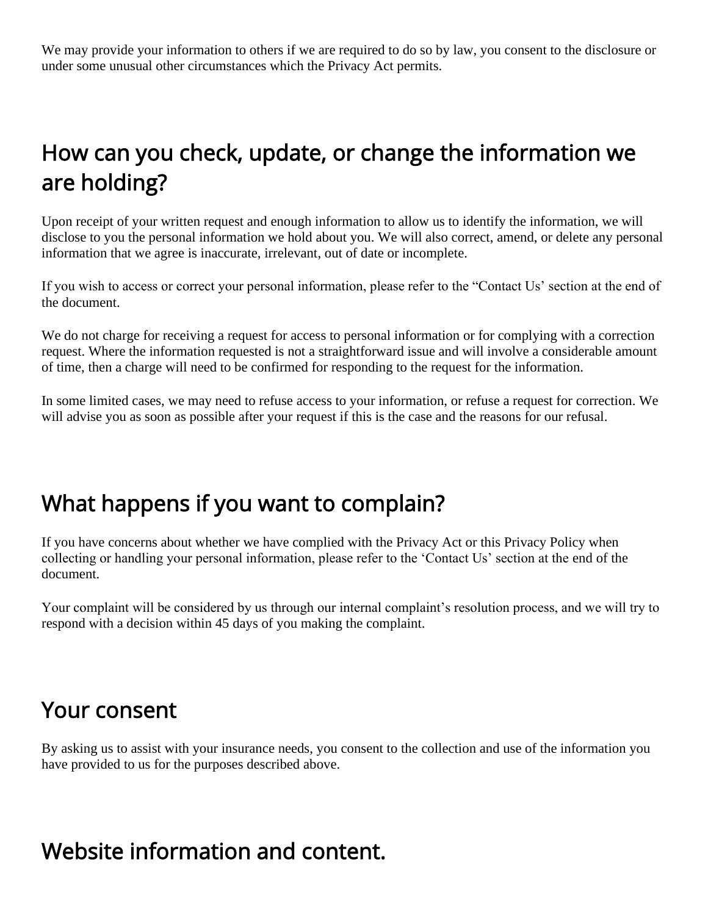We may provide your information to others if we are required to do so by law, you consent to the disclosure or under some unusual other circumstances which the Privacy Act permits.

## How can you check, update, or change the information we are holding?

Upon receipt of your written request and enough information to allow us to identify the information, we will disclose to you the personal information we hold about you. We will also correct, amend, or delete any personal information that we agree is inaccurate, irrelevant, out of date or incomplete.

If you wish to access or correct your personal information, please refer to the "Contact Us' section at the end of the document.

We do not charge for receiving a request for access to personal information or for complying with a correction request. Where the information requested is not a straightforward issue and will involve a considerable amount of time, then a charge will need to be confirmed for responding to the request for the information.

In some limited cases, we may need to refuse access to your information, or refuse a request for correction. We will advise you as soon as possible after your request if this is the case and the reasons for our refusal.

## What happens if you want to complain?

If you have concerns about whether we have complied with the Privacy Act or this Privacy Policy when collecting or handling your personal information, please refer to the 'Contact Us' section at the end of the document.

Your complaint will be considered by us through our internal complaint's resolution process, and we will try to respond with a decision within 45 days of you making the complaint.

## Your consent

By asking us to assist with your insurance needs, you consent to the collection and use of the information you have provided to us for the purposes described above.

## Website information and content.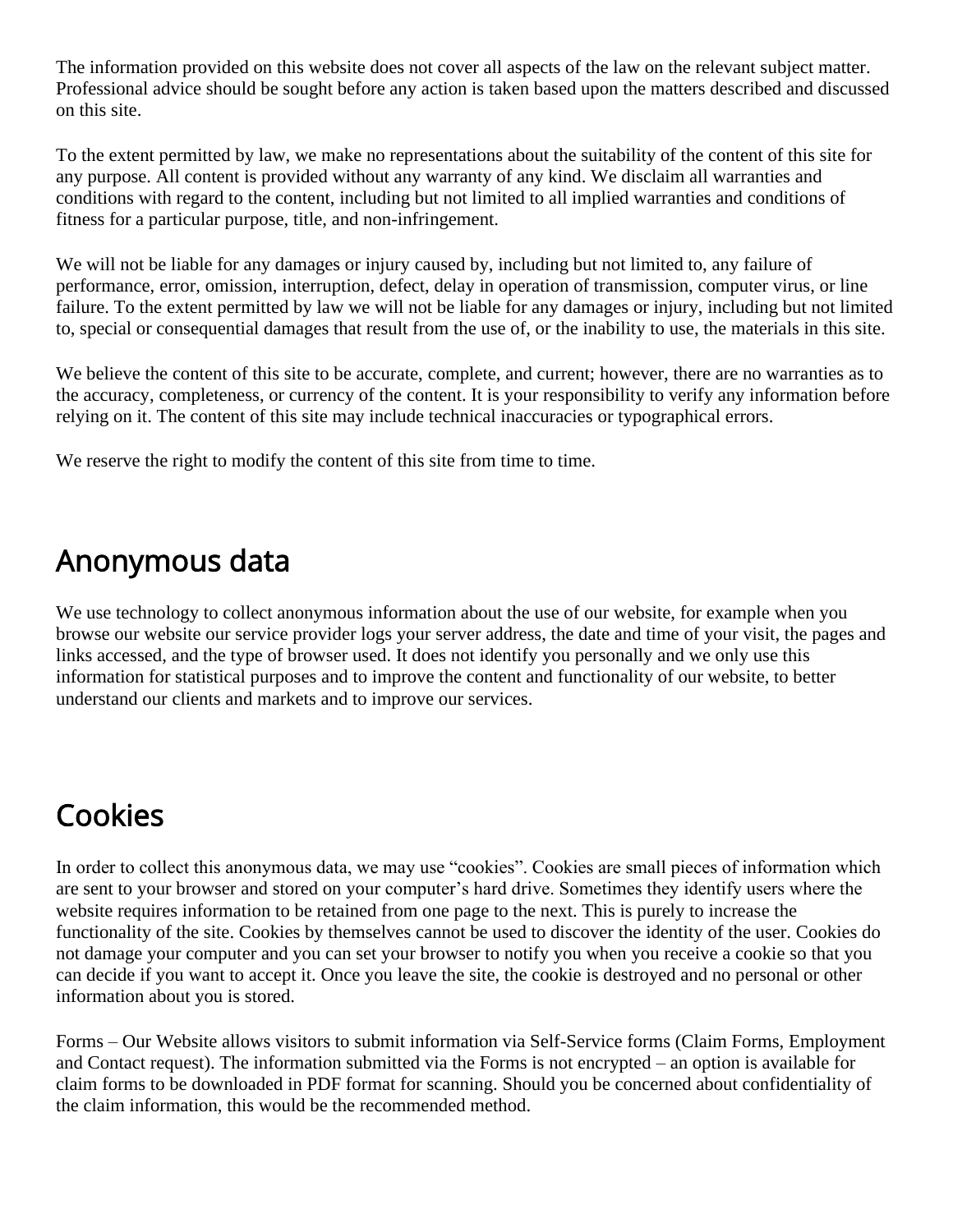The information provided on this website does not cover all aspects of the law on the relevant subject matter. Professional advice should be sought before any action is taken based upon the matters described and discussed on this site.

To the extent permitted by law, we make no representations about the suitability of the content of this site for any purpose. All content is provided without any warranty of any kind. We disclaim all warranties and conditions with regard to the content, including but not limited to all implied warranties and conditions of fitness for a particular purpose, title, and non-infringement.

We will not be liable for any damages or injury caused by, including but not limited to, any failure of performance, error, omission, interruption, defect, delay in operation of transmission, computer virus, or line failure. To the extent permitted by law we will not be liable for any damages or injury, including but not limited to, special or consequential damages that result from the use of, or the inability to use, the materials in this site.

We believe the content of this site to be accurate, complete, and current; however, there are no warranties as to the accuracy, completeness, or currency of the content. It is your responsibility to verify any information before relying on it. The content of this site may include technical inaccuracies or typographical errors.

We reserve the right to modify the content of this site from time to time.

## Anonymous data

We use technology to collect anonymous information about the use of our website, for example when you browse our website our service provider logs your server address, the date and time of your visit, the pages and links accessed, and the type of browser used. It does not identify you personally and we only use this information for statistical purposes and to improve the content and functionality of our website, to better understand our clients and markets and to improve our services.

## Cookies

In order to collect this anonymous data, we may use "cookies". Cookies are small pieces of information which are sent to your browser and stored on your computer's hard drive. Sometimes they identify users where the website requires information to be retained from one page to the next. This is purely to increase the functionality of the site. Cookies by themselves cannot be used to discover the identity of the user. Cookies do not damage your computer and you can set your browser to notify you when you receive a cookie so that you can decide if you want to accept it. Once you leave the site, the cookie is destroyed and no personal or other information about you is stored.

Forms – Our Website allows visitors to submit information via Self-Service forms (Claim Forms, Employment and Contact request). The information submitted via the Forms is not encrypted – an option is available for claim forms to be downloaded in PDF format for scanning. Should you be concerned about confidentiality of the claim information, this would be the recommended method.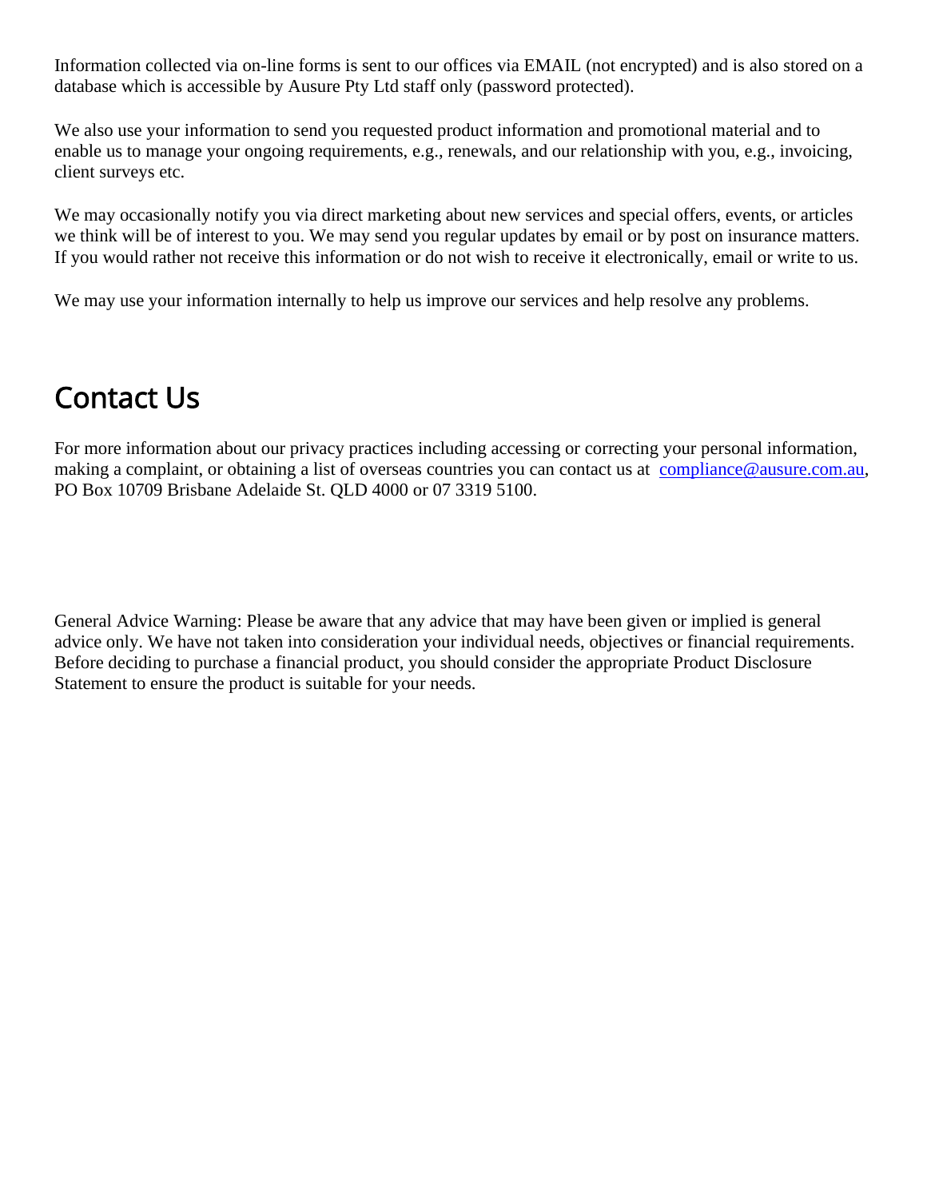Information collected via on-line forms is sent to our offices via EMAIL (not encrypted) and is also stored on a database which is accessible by Ausure Pty Ltd staff only (password protected).

We also use your information to send you requested product information and promotional material and to enable us to manage your ongoing requirements, e.g., renewals, and our relationship with you, e.g., invoicing, client surveys etc.

We may occasionally notify you via direct marketing about new services and special offers, events, or articles we think will be of interest to you. We may send you regular updates by email or by post on insurance matters. If you would rather not receive this information or do not wish to receive it electronically, email or write to us.

We may use your information internally to help us improve our services and help resolve any problems.

## Contact Us

For more information about our privacy practices including accessing or correcting your personal information, making a complaint, or obtaining a list of overseas countries you can contact us at compliance@ausure.com.au, PO Box 10709 Brisbane Adelaide St. QLD 4000 or 07 3319 5100.

General Advice Warning: Please be aware that any advice that may have been given or implied is general advice only. We have not taken into consideration your individual needs, objectives or financial requirements. Before deciding to purchase a financial product, you should consider the appropriate Product Disclosure Statement to ensure the product is suitable for your needs.